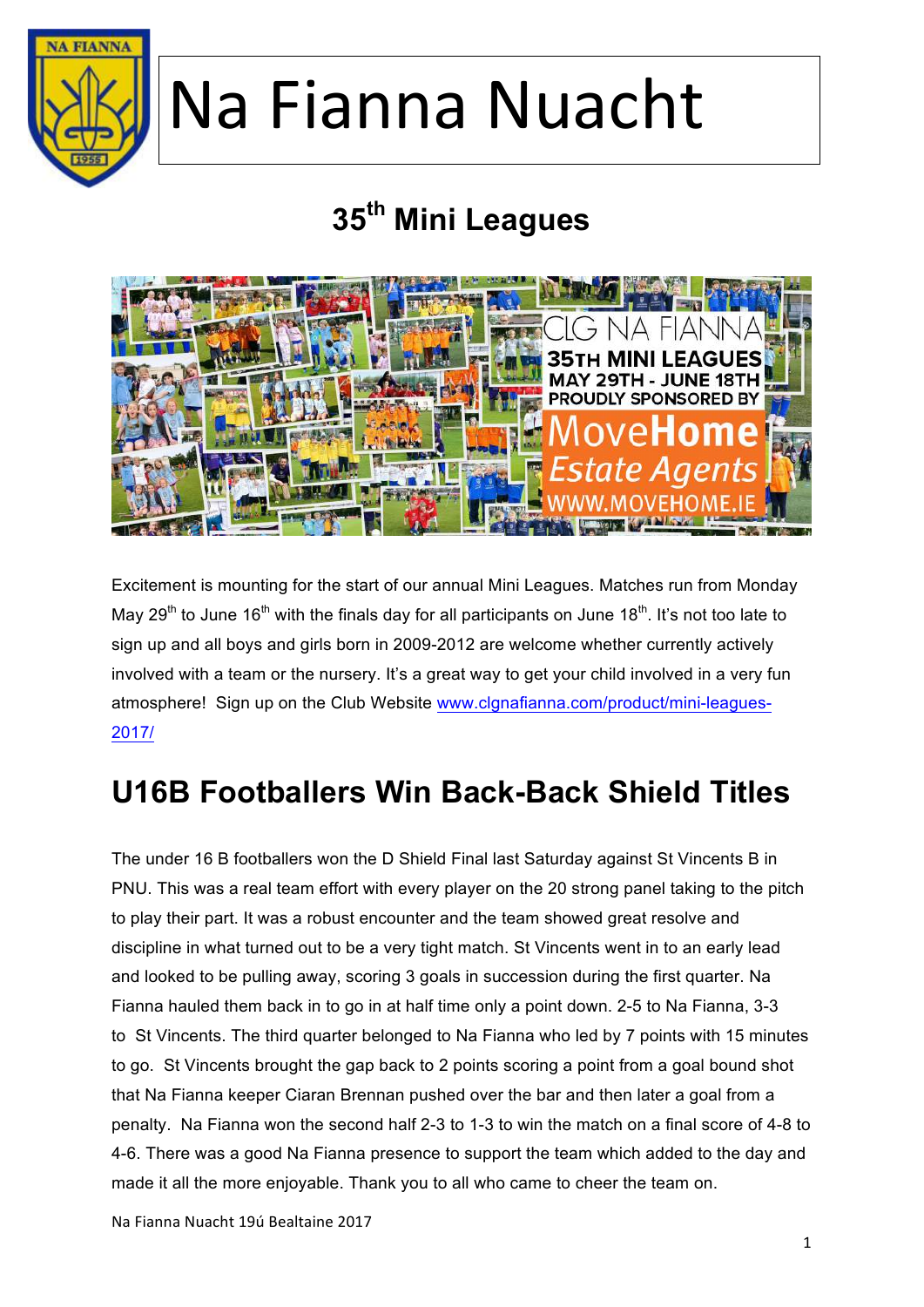# Na Fianna Nuacht

## 35th Mini Leagues

Excitement is mounting for the start of our annual Mini Leagues. Matches run from Monday May 29th to June 16th with the finals day for all participants on June 18th. It's not too late to sign up and all boys and girls born in 2009-2012 are welcome whether currently actively involved with a team or the nursery. It's a great way to get your child involved in a very fun atmosphere! Sign up on the Club Website [www.clgnafianna.com/product/mini-leagues-2017/](www.clgnafianna.com/product/mini-leagues-2017/)

## U16B Footballers Win Back-Back Shield Titles

The under 16 B footballers won the D Shield Final last Saturday against St Vincents B in PNU. This was a real team effort with every player on the 20 strong panel taking to the pitch to play their part. It was a robust encounter and the team showed great resolve and discipline in what turned out to be a very tight match. St Vincents went in to an early lead and looked to be pulling away, scoring 3 goals in succession during the first quarter. Na Fianna hauled them back in to go in at half time only a point down. 2-5 to Na Fianna, 3-3 to St Vincents. The third quarter belonged to Na Fianna who led by 7 points with 15 minutes to go. St Vincents brought the gap back to 2 points scoring a point from a goal bound shot that Na Fianna keeper Ciaran Brennan pushed over the bar and then later a goal from a penalty. Na Fianna won the second half 2-3 to 1-3 to win the match on a final score of 4-8 to 4-6. There was a good Na Fianna presence to support the team which added to the day and made it all the more enjoyable. Thank you to all who came to cheer the team on.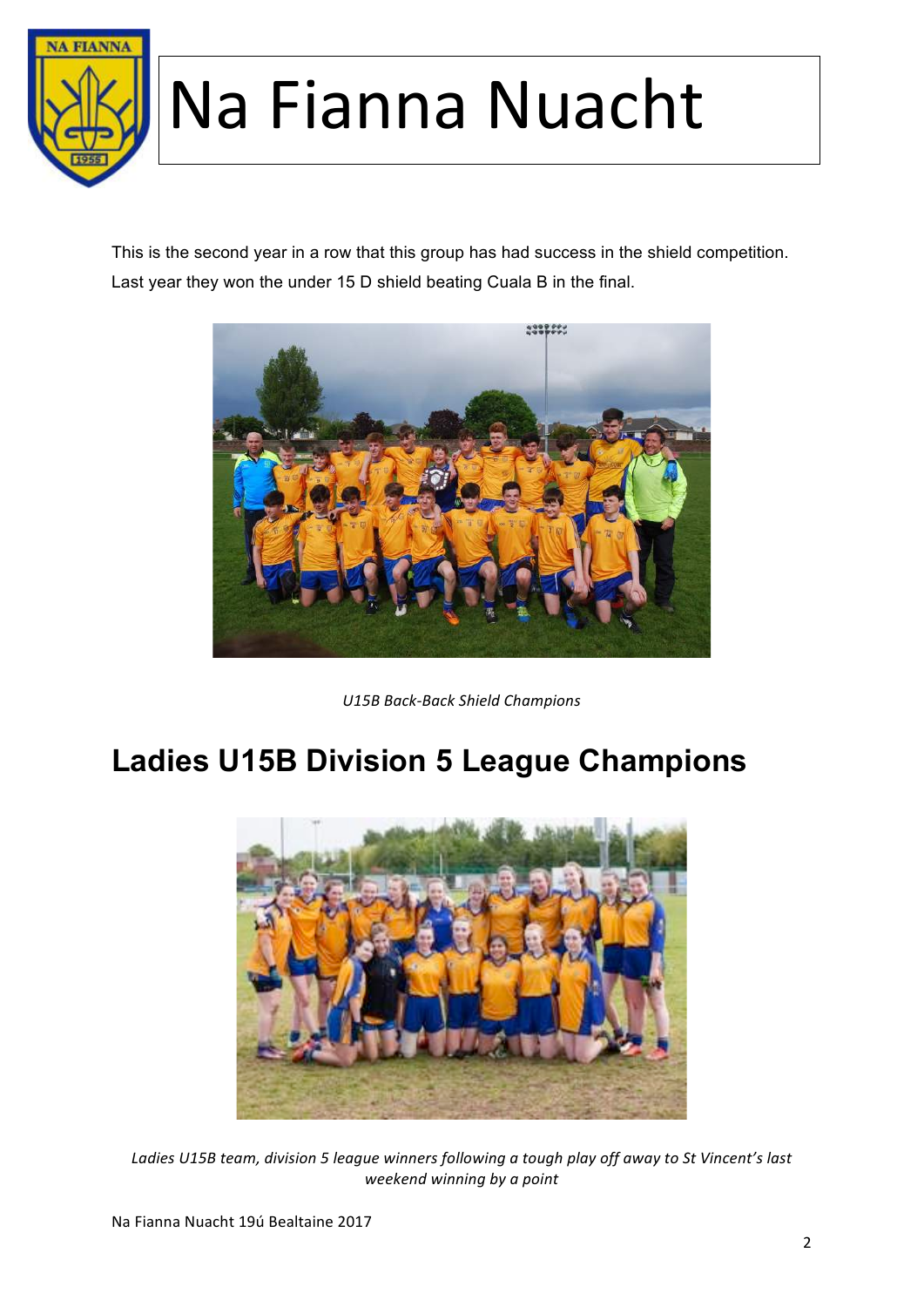# Na Fianna Nuacht

This is the second year in a row that this group has had success in the shield competition. Last year they won the under 15 D shield beating Cuala B in the final.

*U15B Back-Back Shield Champions*

## Ladies U15B Division 5 League Champions

*Ladies U15B team, division 5 league winners following a tough play off away to St Vincent's last weekend winning by a point*

Na Fianna Nuacht 19ú Bealtaine 2017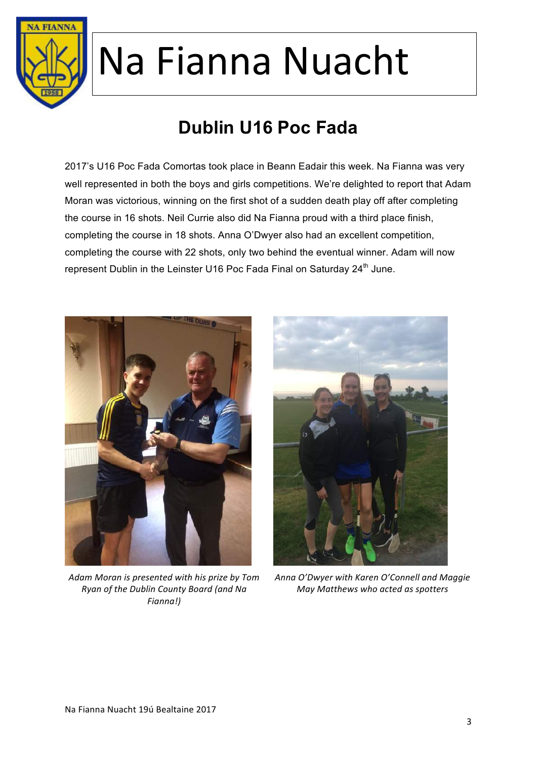# Na Fianna Nuacht

## Dublin U16 Poc Fada

2017's U16 Poc Fada Comortas took place in Beann Eadair this week. Na Fianna was very well represented in both the boys and girls competitions. We're delighted to report that Adam Moran was victorious, winning on the first shot of a sudden death play off after completing the course in 16 shots. Neil Currie also did Na Fianna proud with a third place finish, completing the course in 18 shots. Anna O'Dwyer also had an excellent competition, completing the course with 22 shots, only two behind the eventual winner. Adam will now represent Dublin in the Leinster U16 Poc Fada Final on Saturday 24th June.

*Adam Moran is presented with his prize by Tom Ryan of the Dublin County Board (and Na Fianna!)*

*Anna O'Dwyer with Karen O'Connell and Maggie May Matthews who acted as spotters*

Na Fianna Nuacht 19ú Bealtaine 2017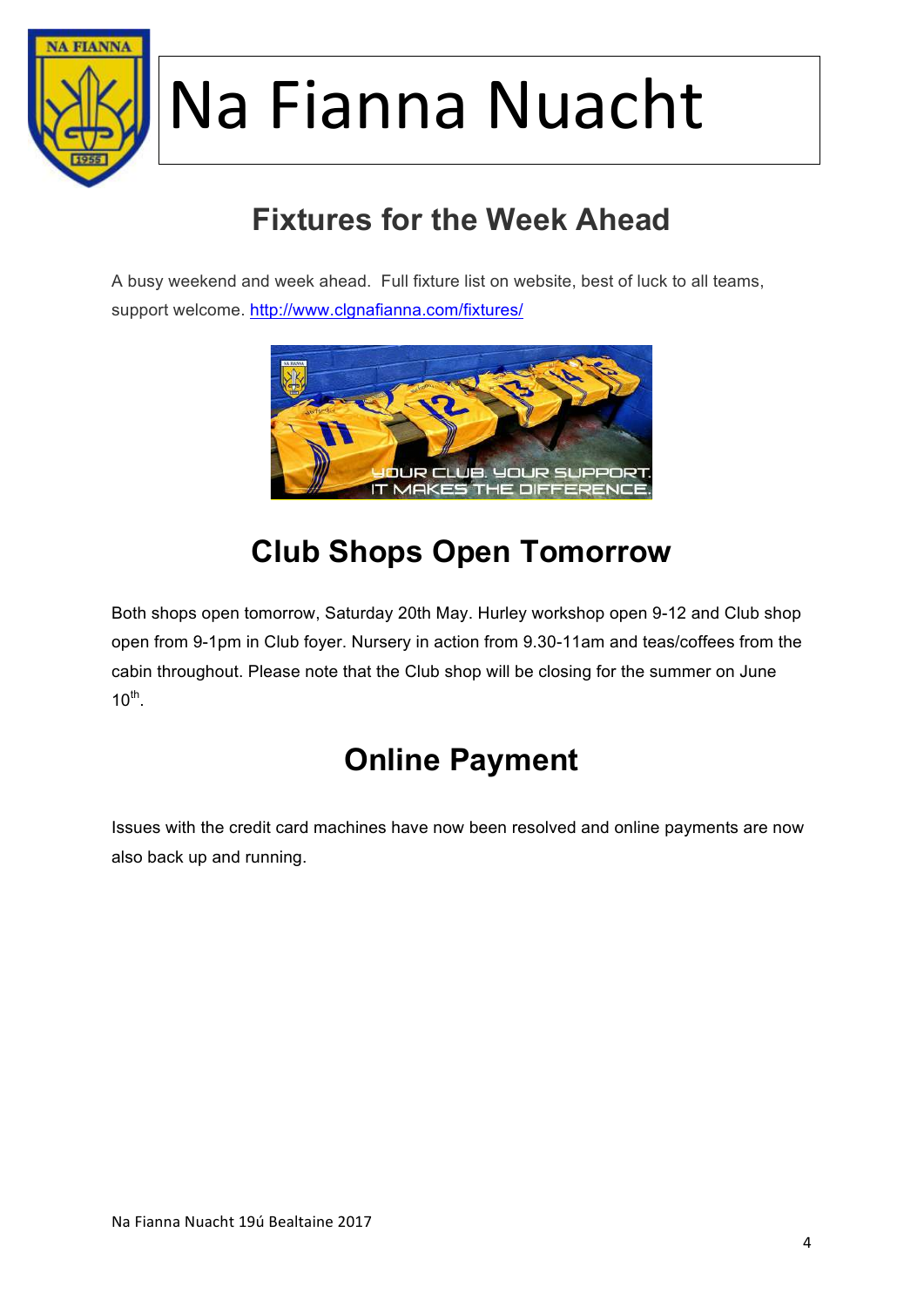# Na Fianna Nuacht

## Fixtures for the Week Ahead

A busy weekend and week ahead. Full fixture list on website, best of luck to all teams, support welcome. http://www.clgnafianna.com/fixtures/

## Club Shops Open Tomorrow

Both shops open tomorrow, Saturday 20th May. Hurley workshop open 9-12 and Club shop open from 9-1pm in Club foyer. Nursery in action from 9.30-11am and teas/coffees from the cabin throughout. Please note that the Club shop will be closing for the summer on June 10th.

## Online Payment

Issues with the credit card machines have now been resolved and online payments are now also back up and running.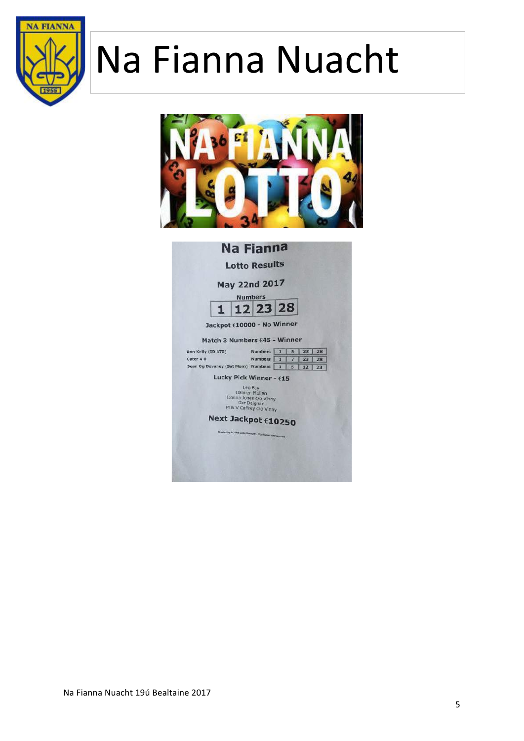# Na Fianna Nuacht

## Na Fianna

### Lotto Results

**May 22nd 2017**

Numbers

| 1 | 12 | 23 | 28 |
|---|---|---|---|

**Jackpot €10000 - No Winner**

**Match 3 Numbers €45 - Winner**

| Name | | | | | |
|---|---|---|---|---|---|
| Ann Kelly (ID 470) | Numbers | 1 | 5 | 23 | 28 |
| Cater 4 U | Numbers | 1 | 7 | 23 | 28 |
| Sean Og Devaney (Sat Morn) | Numbers | 1 | 5 | 12 | 23 |

**Lucky Pick Winner - €15**

Leo Fay
Damian Mullan
Donna Jones c/o Vinny
Ger Deignan
M & V Caffrey c/o Vinny

**Next Jackpot €10250**

Created by KODRE Lotto Manager - http://www.lottoman.com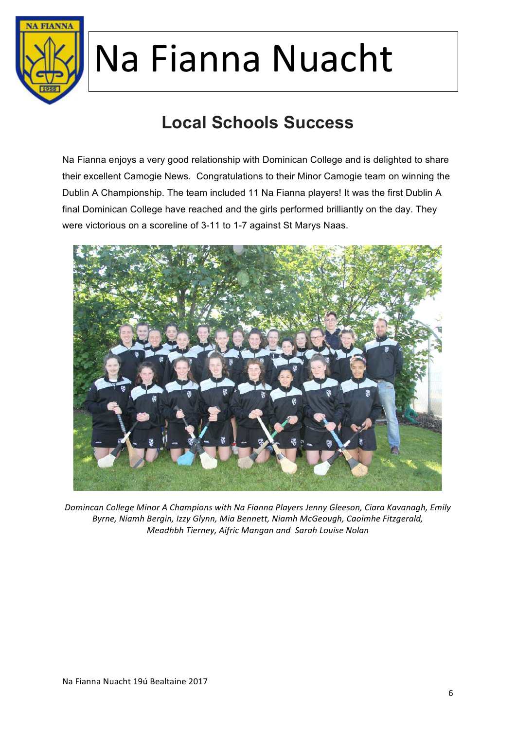# Na Fianna Nuacht

## Local Schools Success

Na Fianna enjoys a very good relationship with Dominican College and is delighted to share their excellent Camogie News. Congratulations to their Minor Camogie team on winning the Dublin A Championship. The team included 11 Na Fianna players! It was the first Dublin A final Dominican College have reached and the girls performed brilliantly on the day. They were victorious on a scoreline of 3-11 to 1-7 against St Marys Naas.

*Domincan College Minor A Champions with Na Fianna Players Jenny Gleeson, Ciara Kavanagh, Emily Byrne, Niamh Bergin, Izzy Glynn, Mia Bennett, Niamh McGeough, Caoimhe Fitzgerald, Meadhbh Tierney, Aifric Mangan and Sarah Louise Nolan*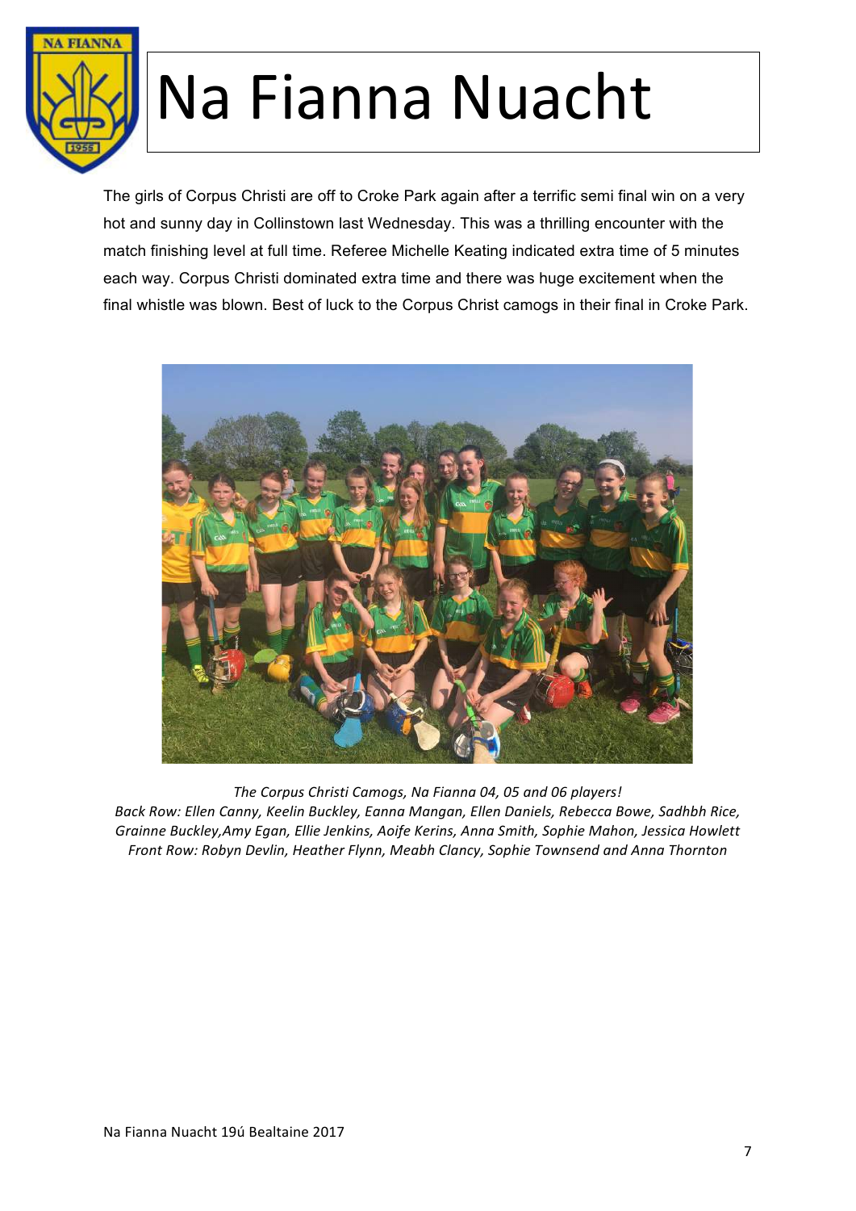# Na Fianna Nuacht

The girls of Corpus Christi are off to Croke Park again after a terrific semi final win on a very hot and sunny day in Collinstown last Wednesday. This was a thrilling encounter with the match finishing level at full time. Referee Michelle Keating indicated extra time of 5 minutes each way. Corpus Christi dominated extra time and there was huge excitement when the final whistle was blown. Best of luck to the Corpus Christ camogs in their final in Croke Park.

*The Corpus Christi Camogs, Na Fianna 04, 05 and 06 players!*
*Back Row: Ellen Canny, Keelin Buckley, Eanna Mangan, Ellen Daniels, Rebecca Bowe, Sadhbh Rice, Grainne Buckley,Amy Egan, Ellie Jenkins, Aoife Kerins, Anna Smith, Sophie Mahon, Jessica Howlett*
*Front Row: Robyn Devlin, Heather Flynn, Meabh Clancy, Sophie Townsend and Anna Thornton*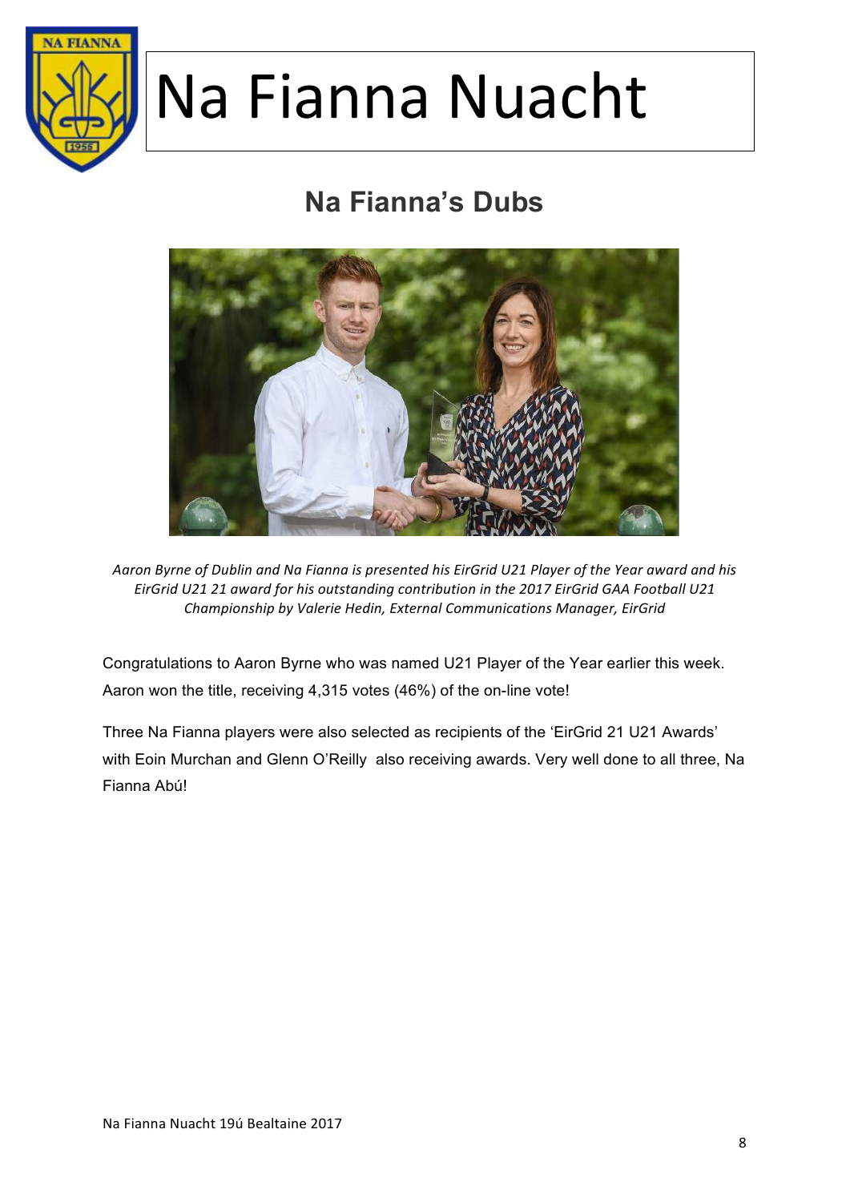# Na Fianna Nuacht

## Na Fianna's Dubs

*Aaron Byrne of Dublin and Na Fianna is presented his EirGrid U21 Player of the Year award and his EirGrid U21 21 award for his outstanding contribution in the 2017 EirGrid GAA Football U21 Championship by Valerie Hedin, External Communications Manager, EirGrid*

Congratulations to Aaron Byrne who was named U21 Player of the Year earlier this week. Aaron won the title, receiving 4,315 votes (46%) of the on-line vote!

Three Na Fianna players were also selected as recipients of the 'EirGrid 21 U21 Awards' with Eoin Murchan and Glenn O'Reilly also receiving awards. Very well done to all three, Na Fianna Abú!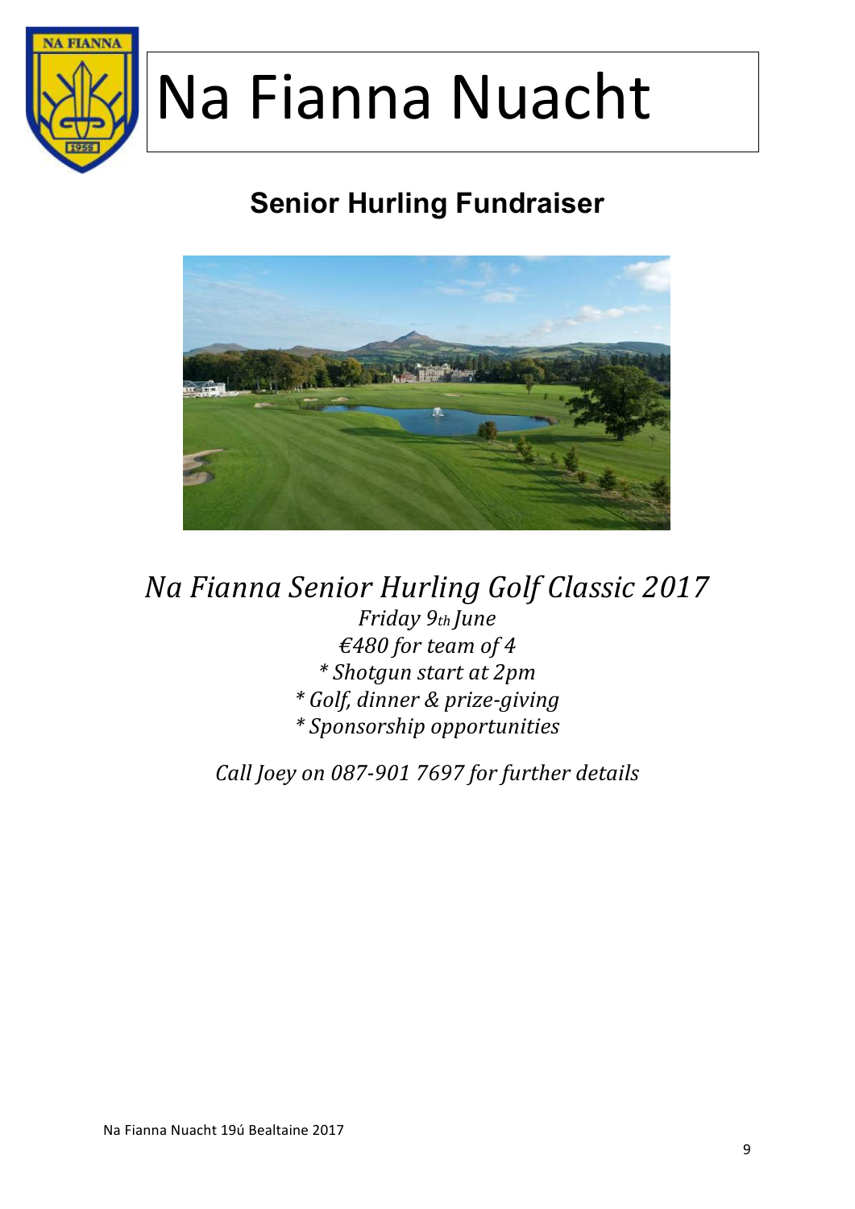# Na Fianna Nuacht

## Senior Hurling Fundraiser

*Na Fianna Senior Hurling Golf Classic 2017*

*Friday 9th June*

*€480 for team of 4*

*\* Shotgun start at 2pm*

*\* Golf, dinner & prize-giving*

*\* Sponsorship opportunities*

*Call Joey on 087-901 7697 for further details*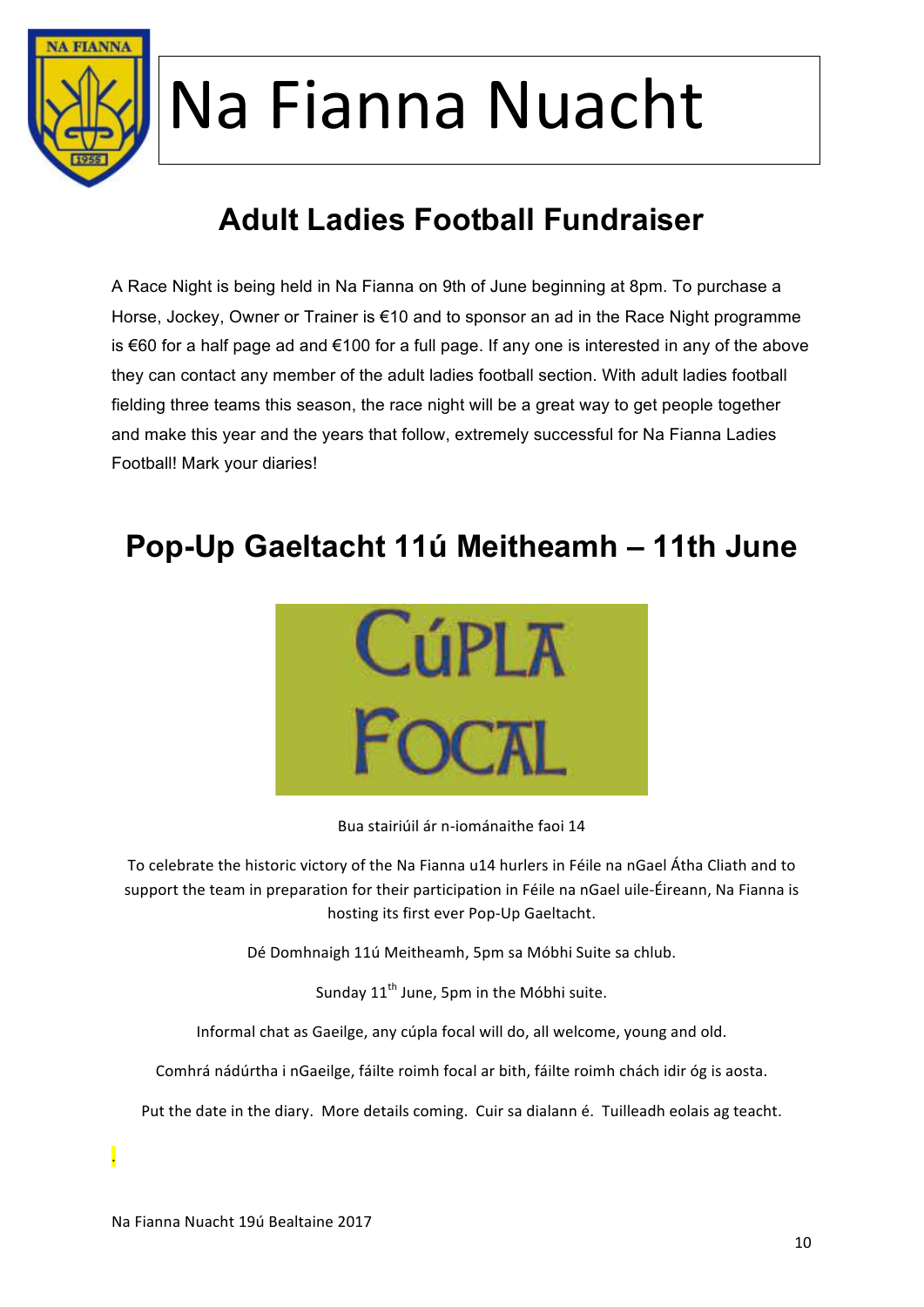# Na Fianna Nuacht

## Adult Ladies Football Fundraiser

A Race Night is being held in Na Fianna on 9th of June beginning at 8pm. To purchase a Horse, Jockey, Owner or Trainer is €10 and to sponsor an ad in the Race Night programme is €60 for a half page ad and €100 for a full page. If any one is interested in any of the above they can contact any member of the adult ladies football section. With adult ladies football fielding three teams this season, the race night will be a great way to get people together and make this year and the years that follow, extremely successful for Na Fianna Ladies Football! Mark your diaries!

## Pop-Up Gaeltacht 11ú Meitheamh – 11th June

CÚPLA FOCAL

Bua stairiúil ár n-iománaithe faoi 14

To celebrate the historic victory of the Na Fianna u14 hurlers in Féile na nGael Átha Cliath and to support the team in preparation for their participation in Féile na nGael uile-Éireann, Na Fianna is hosting its first ever Pop-Up Gaeltacht.

Dé Domhnaigh 11ú Meitheamh, 5pm sa Móbhi Suite sa chlub.

Sunday 11th June, 5pm in the Móbhi suite.

Informal chat as Gaeilge, any cúpla focal will do, all welcome, young and old.

Comhrá nádúrtha i nGaeilge, fáilte roimh focal ar bith, fáilte roimh chách idir óg is aosta.

Put the date in the diary. More details coming. Cuir sa dialann é. Tuilleadh eolais ag teacht.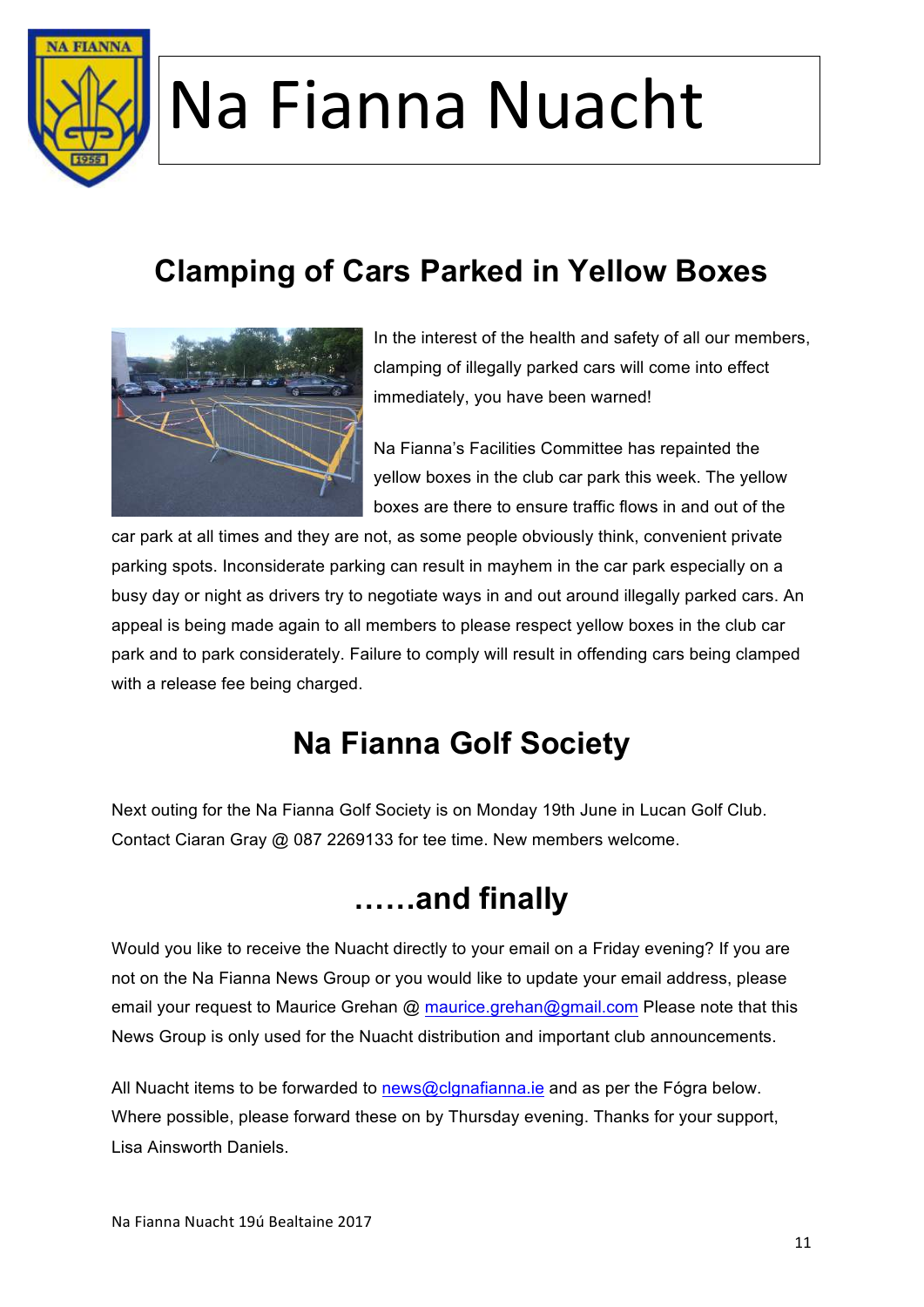# Na Fianna Nuacht

## Clamping of Cars Parked in Yellow Boxes

In the interest of the health and safety of all our members, clamping of illegally parked cars will come into effect immediately, you have been warned!

Na Fianna's Facilities Committee has repainted the yellow boxes in the club car park this week. The yellow boxes are there to ensure traffic flows in and out of the car park at all times and they are not, as some people obviously think, convenient private parking spots. Inconsiderate parking can result in mayhem in the car park especially on a busy day or night as drivers try to negotiate ways in and out around illegally parked cars. An appeal is being made again to all members to please respect yellow boxes in the club car park and to park considerately. Failure to comply will result in offending cars being clamped with a release fee being charged.

## Na Fianna Golf Society

Next outing for the Na Fianna Golf Society is on Monday 19th June in Lucan Golf Club. Contact Ciaran Gray @ 087 2269133 for tee time. New members welcome.

## ……and finally

Would you like to receive the Nuacht directly to your email on a Friday evening? If you are not on the Na Fianna News Group or you would like to update your email address, please email your request to Maurice Grehan @ maurice.grehan@gmail.com Please note that this News Group is only used for the Nuacht distribution and important club announcements.

All Nuacht items to be forwarded to news@clgnafianna.ie and as per the Fógra below. Where possible, please forward these on by Thursday evening. Thanks for your support, Lisa Ainsworth Daniels.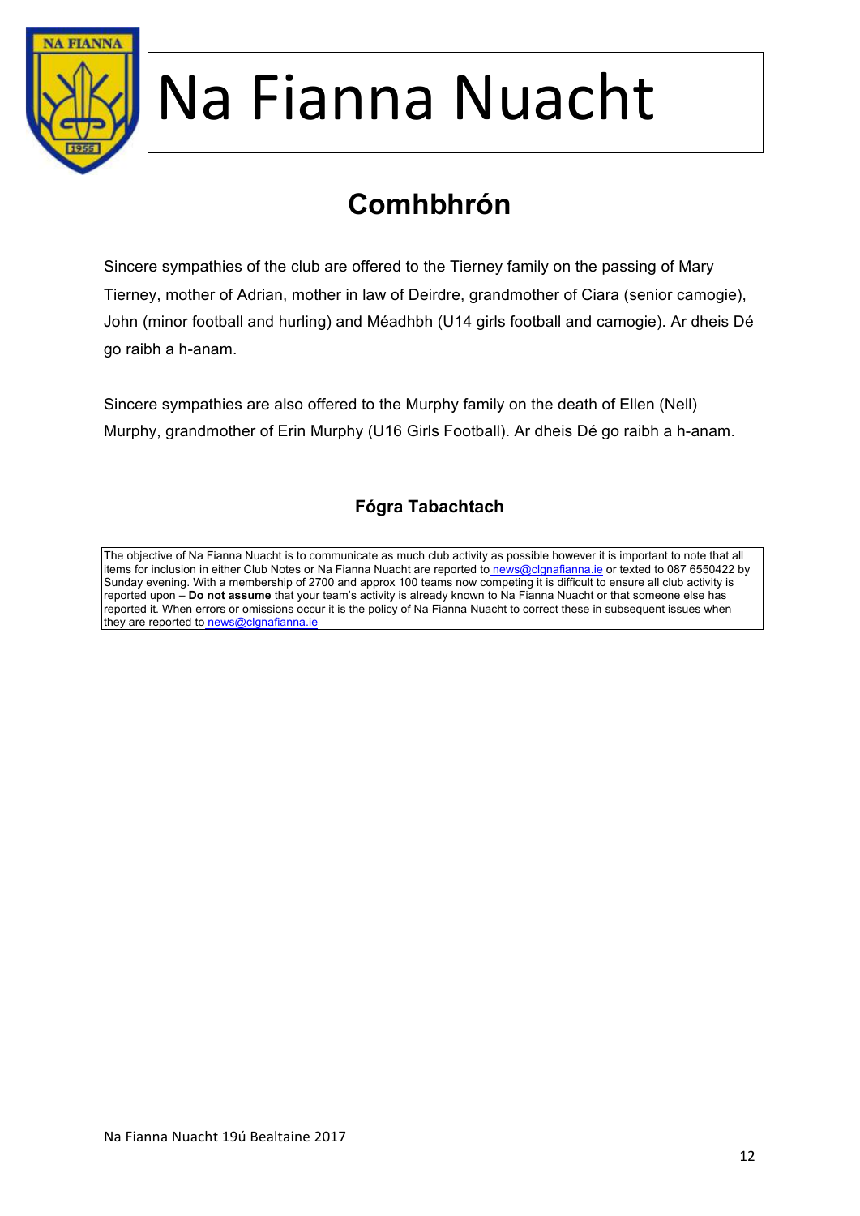# Na Fianna Nuacht

## Comhbhrón

Sincere sympathies of the club are offered to the Tierney family on the passing of Mary Tierney, mother of Adrian, mother in law of Deirdre, grandmother of Ciara (senior camogie), John (minor football and hurling) and Méadhbh (U14 girls football and camogie). Ar dheis Dé go raibh a h-anam.

Sincere sympathies are also offered to the Murphy family on the death of Ellen (Nell) Murphy, grandmother of Erin Murphy (U16 Girls Football). Ar dheis Dé go raibh a h-anam.

### Fógra Tabachtach

The objective of Na Fianna Nuacht is to communicate as much club activity as possible however it is important to note that all items for inclusion in either Club Notes or Na Fianna Nuacht are reported to news@clgnafianna.ie or texted to 087 6550422 by Sunday evening. With a membership of 2700 and approx 100 teams now competing it is difficult to ensure all club activity is reported upon – **Do not assume** that your team's activity is already known to Na Fianna Nuacht or that someone else has reported it. When errors or omissions occur it is the policy of Na Fianna Nuacht to correct these in subsequent issues when they are reported to news@clgnafianna.ie